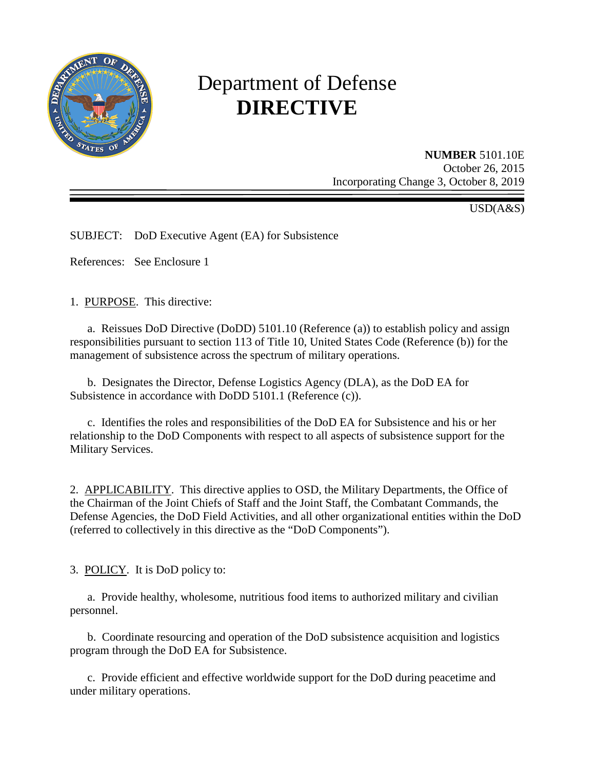# Department of Defense
# **DIRECTIVE**

**NUMBER** 5101.10E
October 26, 2015
Incorporating Change 3, October 8, 2019

USD(A&S)

SUBJECT: DoD Executive Agent (EA) for Subsistence

References: See Enclosure 1

1. PURPOSE. This directive:

a. Reissues DoD Directive (DoDD) 5101.10 (Reference (a)) to establish policy and assign responsibilities pursuant to section 113 of Title 10, United States Code (Reference (b)) for the management of subsistence across the spectrum of military operations.

b. Designates the Director, Defense Logistics Agency (DLA), as the DoD EA for Subsistence in accordance with DoDD 5101.1 (Reference (c)).

c. Identifies the roles and responsibilities of the DoD EA for Subsistence and his or her relationship to the DoD Components with respect to all aspects of subsistence support for the Military Services.

2. APPLICABILITY. This directive applies to OSD, the Military Departments, the Office of the Chairman of the Joint Chiefs of Staff and the Joint Staff, the Combatant Commands, the Defense Agencies, the DoD Field Activities, and all other organizational entities within the DoD (referred to collectively in this directive as the "DoD Components").

3. POLICY. It is DoD policy to:

a. Provide healthy, wholesome, nutritious food items to authorized military and civilian personnel.

b. Coordinate resourcing and operation of the DoD subsistence acquisition and logistics program through the DoD EA for Subsistence.

c. Provide efficient and effective worldwide support for the DoD during peacetime and under military operations.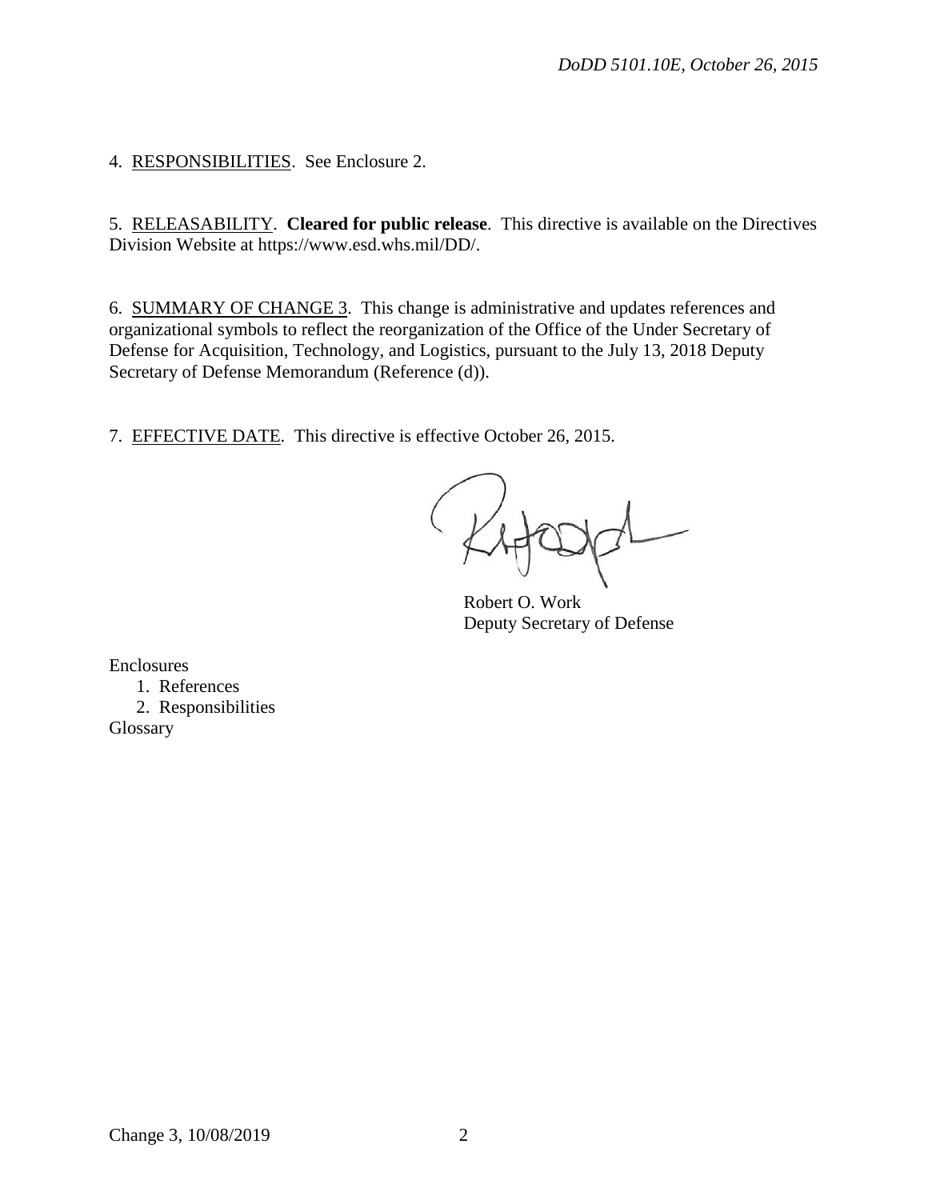4. RESPONSIBILITIES. See Enclosure 2.

5. RELEASABILITY. **Cleared for public release**. This directive is available on the Directives Division Website at https://www.esd.whs.mil/DD/.

6. SUMMARY OF CHANGE 3. This change is administrative and updates references and organizational symbols to reflect the reorganization of the Office of the Under Secretary of Defense for Acquisition, Technology, and Logistics, pursuant to the July 13, 2018 Deputy Secretary of Defense Memorandum (Reference (d)).

7. EFFECTIVE DATE. This directive is effective October 26, 2015.

Robert O. Work
Deputy Secretary of Defense

Enclosures
1. References
2. Responsibilities

Glossary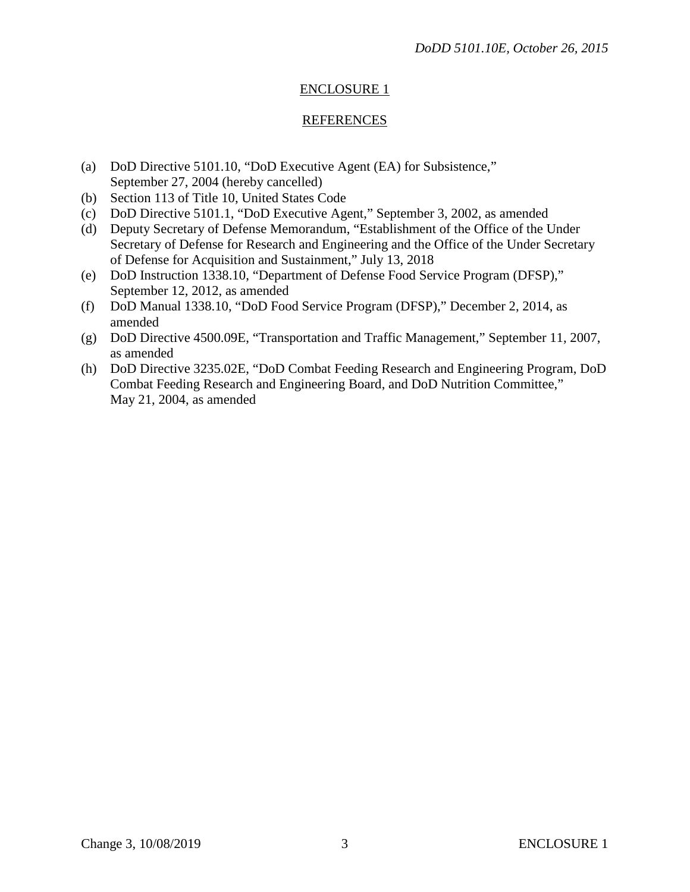## ENCLOSURE 1

## REFERENCES

(a) DoD Directive 5101.10, "DoD Executive Agent (EA) for Subsistence," September 27, 2004 (hereby cancelled)

(b) Section 113 of Title 10, United States Code

(c) DoD Directive 5101.1, "DoD Executive Agent," September 3, 2002, as amended

(d) Deputy Secretary of Defense Memorandum, "Establishment of the Office of the Under Secretary of Defense for Research and Engineering and the Office of the Under Secretary of Defense for Acquisition and Sustainment," July 13, 2018

(e) DoD Instruction 1338.10, "Department of Defense Food Service Program (DFSP)," September 12, 2012, as amended

(f) DoD Manual 1338.10, "DoD Food Service Program (DFSP)," December 2, 2014, as amended

(g) DoD Directive 4500.09E, "Transportation and Traffic Management," September 11, 2007, as amended

(h) DoD Directive 3235.02E, "DoD Combat Feeding Research and Engineering Program, DoD Combat Feeding Research and Engineering Board, and DoD Nutrition Committee," May 21, 2004, as amended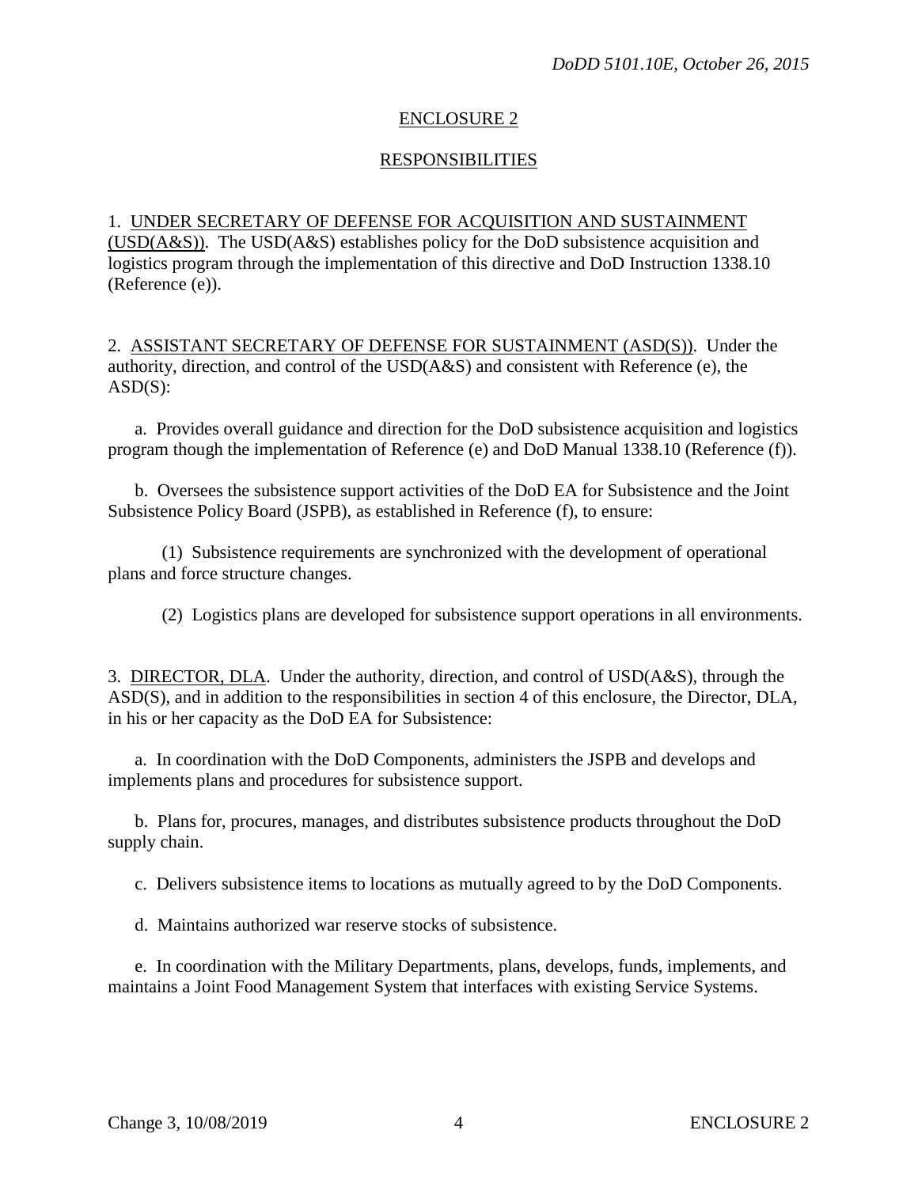## ENCLOSURE 2

## RESPONSIBILITIES

1. UNDER SECRETARY OF DEFENSE FOR ACQUISITION AND SUSTAINMENT (USD(A&S)). The USD(A&S) establishes policy for the DoD subsistence acquisition and logistics program through the implementation of this directive and DoD Instruction 1338.10 (Reference (e)).

2. ASSISTANT SECRETARY OF DEFENSE FOR SUSTAINMENT (ASD(S)). Under the authority, direction, and control of the USD(A&S) and consistent with Reference (e), the ASD(S):

a. Provides overall guidance and direction for the DoD subsistence acquisition and logistics program though the implementation of Reference (e) and DoD Manual 1338.10 (Reference (f)).

b. Oversees the subsistence support activities of the DoD EA for Subsistence and the Joint Subsistence Policy Board (JSPB), as established in Reference (f), to ensure:

(1) Subsistence requirements are synchronized with the development of operational plans and force structure changes.

(2) Logistics plans are developed for subsistence support operations in all environments.

3. DIRECTOR, DLA. Under the authority, direction, and control of USD(A&S), through the ASD(S), and in addition to the responsibilities in section 4 of this enclosure, the Director, DLA, in his or her capacity as the DoD EA for Subsistence:

a. In coordination with the DoD Components, administers the JSPB and develops and implements plans and procedures for subsistence support.

b. Plans for, procures, manages, and distributes subsistence products throughout the DoD supply chain.

c. Delivers subsistence items to locations as mutually agreed to by the DoD Components.

d. Maintains authorized war reserve stocks of subsistence.

e. In coordination with the Military Departments, plans, develops, funds, implements, and maintains a Joint Food Management System that interfaces with existing Service Systems.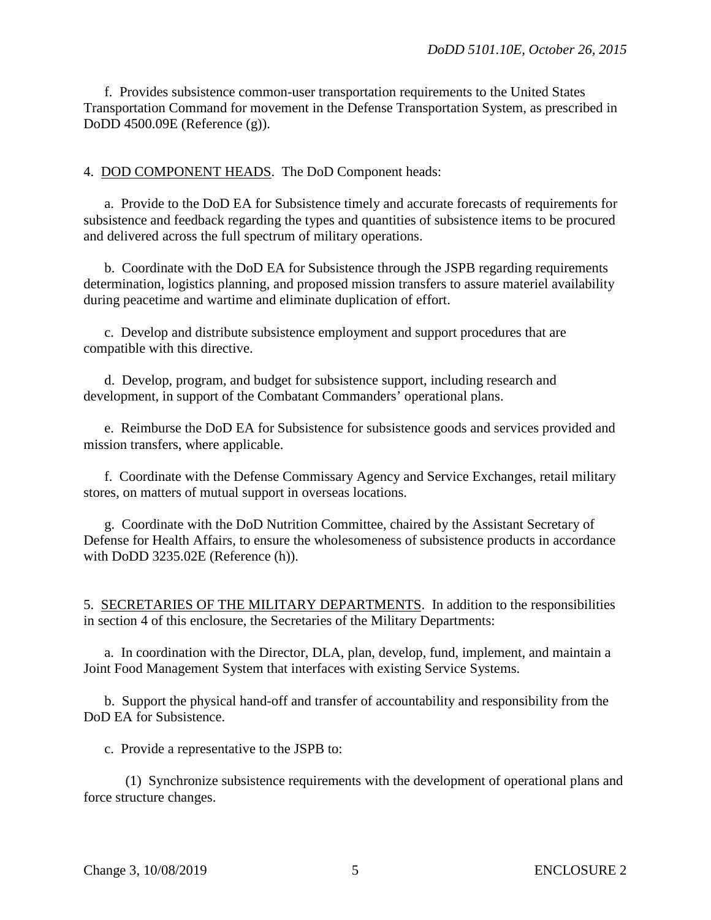f. Provides subsistence common-user transportation requirements to the United States Transportation Command for movement in the Defense Transportation System, as prescribed in DoDD 4500.09E (Reference (g)).

4. DOD COMPONENT HEADS. The DoD Component heads:

a. Provide to the DoD EA for Subsistence timely and accurate forecasts of requirements for subsistence and feedback regarding the types and quantities of subsistence items to be procured and delivered across the full spectrum of military operations.

b. Coordinate with the DoD EA for Subsistence through the JSPB regarding requirements determination, logistics planning, and proposed mission transfers to assure materiel availability during peacetime and wartime and eliminate duplication of effort.

c. Develop and distribute subsistence employment and support procedures that are compatible with this directive.

d. Develop, program, and budget for subsistence support, including research and development, in support of the Combatant Commanders' operational plans.

e. Reimburse the DoD EA for Subsistence for subsistence goods and services provided and mission transfers, where applicable.

f. Coordinate with the Defense Commissary Agency and Service Exchanges, retail military stores, on matters of mutual support in overseas locations.

g. Coordinate with the DoD Nutrition Committee, chaired by the Assistant Secretary of Defense for Health Affairs, to ensure the wholesomeness of subsistence products in accordance with DoDD 3235.02E (Reference (h)).

5. SECRETARIES OF THE MILITARY DEPARTMENTS. In addition to the responsibilities in section 4 of this enclosure, the Secretaries of the Military Departments:

a. In coordination with the Director, DLA, plan, develop, fund, implement, and maintain a Joint Food Management System that interfaces with existing Service Systems.

b. Support the physical hand-off and transfer of accountability and responsibility from the DoD EA for Subsistence.

c. Provide a representative to the JSPB to:

(1) Synchronize subsistence requirements with the development of operational plans and force structure changes.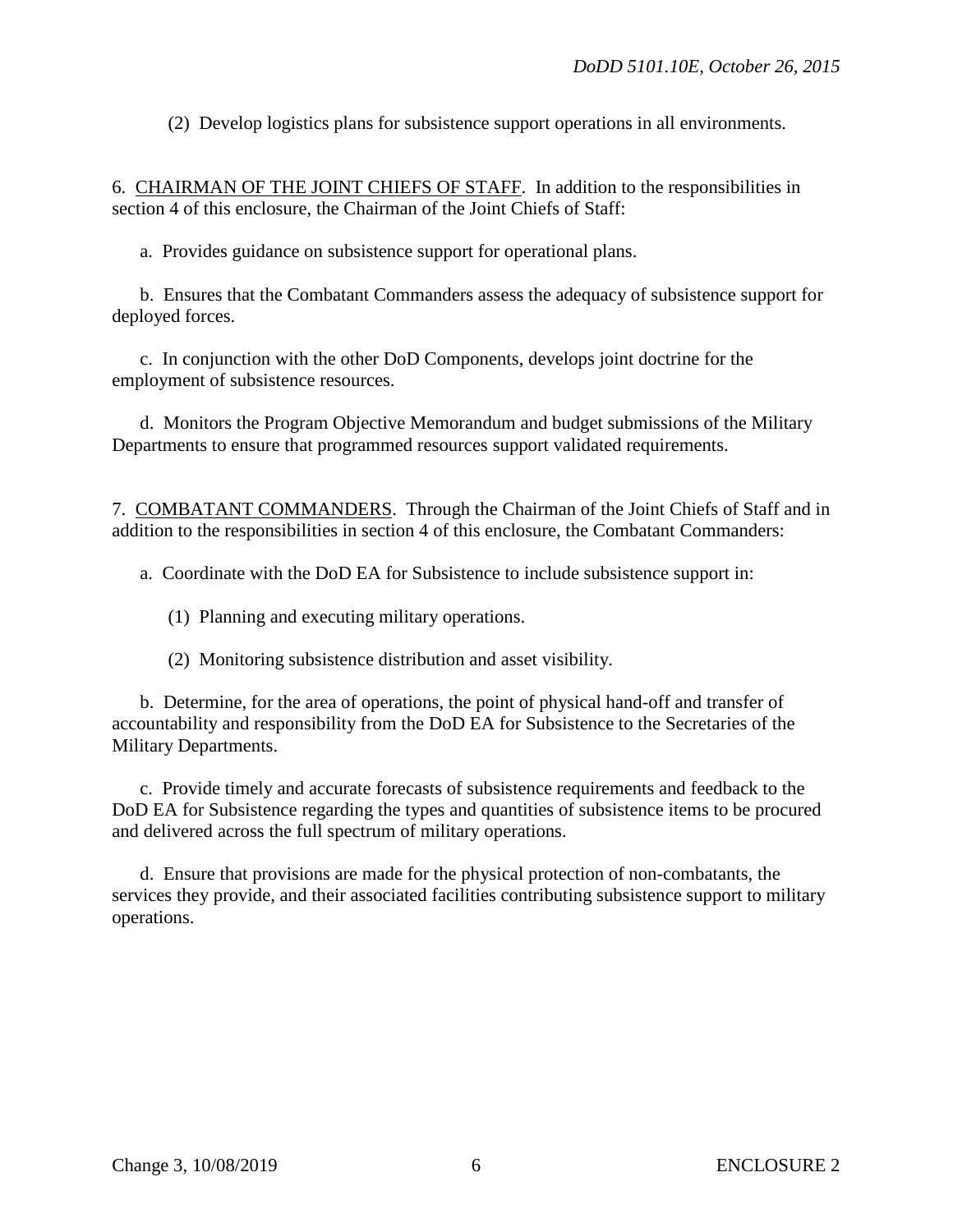(2) Develop logistics plans for subsistence support operations in all environments.

6. <u>CHAIRMAN OF THE JOINT CHIEFS OF STAFF</u>. In addition to the responsibilities in section 4 of this enclosure, the Chairman of the Joint Chiefs of Staff:

a. Provides guidance on subsistence support for operational plans.

b. Ensures that the Combatant Commanders assess the adequacy of subsistence support for deployed forces.

c. In conjunction with the other DoD Components, develops joint doctrine for the employment of subsistence resources.

d. Monitors the Program Objective Memorandum and budget submissions of the Military Departments to ensure that programmed resources support validated requirements.

7. <u>COMBATANT COMMANDERS</u>. Through the Chairman of the Joint Chiefs of Staff and in addition to the responsibilities in section 4 of this enclosure, the Combatant Commanders:

a. Coordinate with the DoD EA for Subsistence to include subsistence support in:

(1) Planning and executing military operations.

(2) Monitoring subsistence distribution and asset visibility.

b. Determine, for the area of operations, the point of physical hand-off and transfer of accountability and responsibility from the DoD EA for Subsistence to the Secretaries of the Military Departments.

c. Provide timely and accurate forecasts of subsistence requirements and feedback to the DoD EA for Subsistence regarding the types and quantities of subsistence items to be procured and delivered across the full spectrum of military operations.

d. Ensure that provisions are made for the physical protection of non-combatants, the services they provide, and their associated facilities contributing subsistence support to military operations.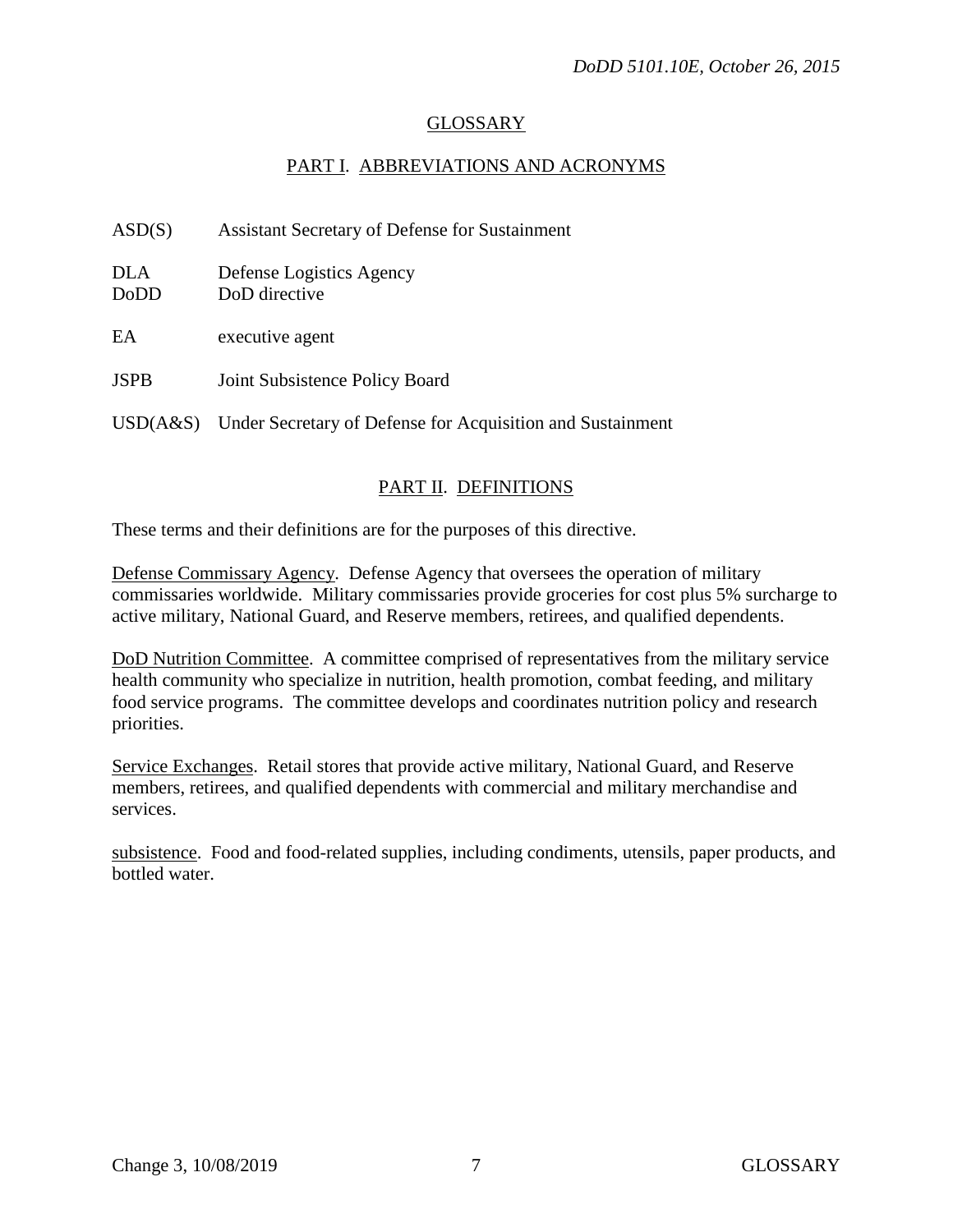## GLOSSARY

### PART I. ABBREVIATIONS AND ACRONYMS

| | |
|---|---|
| ASD(S) | Assistant Secretary of Defense for Sustainment |
| DLA | Defense Logistics Agency |
| DoDD | DoD directive |
| EA | executive agent |
| JSPB | Joint Subsistence Policy Board |
| USD(A&S) | Under Secretary of Defense for Acquisition and Sustainment |

### PART II. DEFINITIONS

These terms and their definitions are for the purposes of this directive.

Defense Commissary Agency. Defense Agency that oversees the operation of military commissaries worldwide. Military commissaries provide groceries for cost plus 5% surcharge to active military, National Guard, and Reserve members, retirees, and qualified dependents.

DoD Nutrition Committee. A committee comprised of representatives from the military service health community who specialize in nutrition, health promotion, combat feeding, and military food service programs. The committee develops and coordinates nutrition policy and research priorities.

Service Exchanges. Retail stores that provide active military, National Guard, and Reserve members, retirees, and qualified dependents with commercial and military merchandise and services.

subsistence. Food and food-related supplies, including condiments, utensils, paper products, and bottled water.